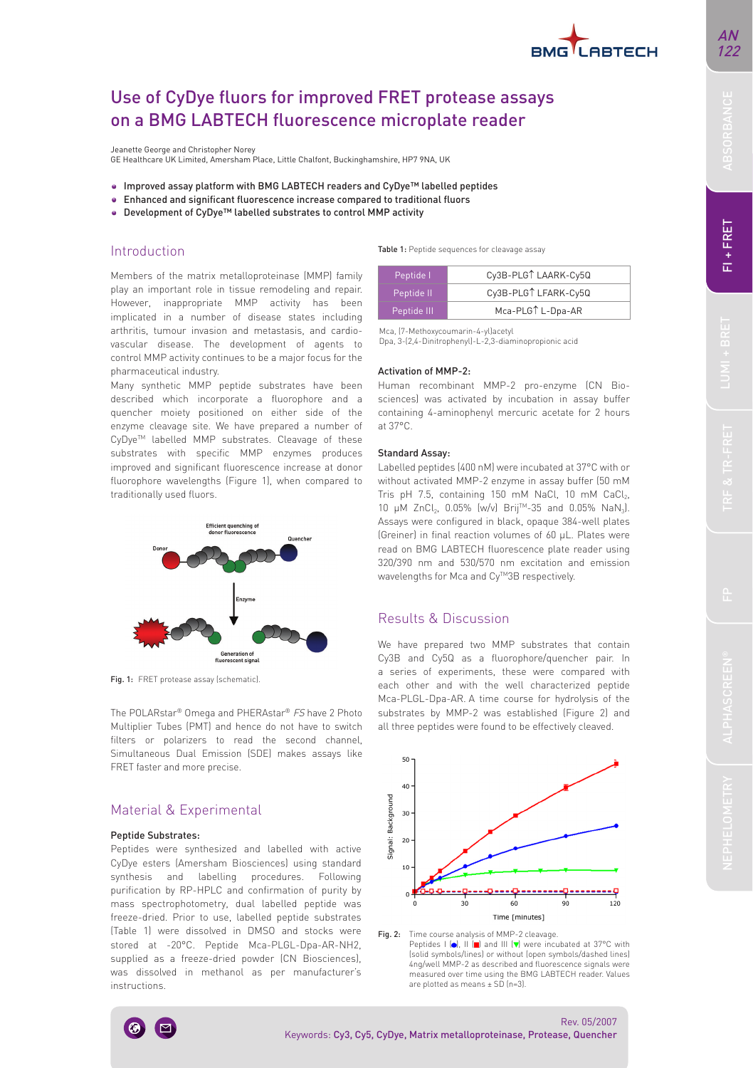# Use of CyDye fluors for improved FRET protease assays on a BMG LABTECH fluorescence microplate reader

Jeanette George and Christopher Norey
GE Healthcare UK Limited, Amersham Place, Little Chalfont, Buckinghamshire, HP7 9NA, UK

- Improved assay platform with BMG LABTECH readers and CyDye™ labelled peptides
- Enhanced and significant fluorescence increase compared to traditional fluors
- Development of CyDye™ labelled substrates to control MMP activity

## Introduction

Members of the matrix metalloproteinase (MMP) family play an important role in tissue remodeling and repair. However, inappropriate MMP activity has been implicated in a number of disease states including arthritis, tumour invasion and metastasis, and cardiovascular disease. The development of agents to control MMP activity continues to be a major focus for the pharmaceutical industry.

Many synthetic MMP peptide substrates have been described which incorporate a fluorophore and a quencher moiety positioned on either side of the enzyme cleavage site. We have prepared a number of CyDye™ labelled MMP substrates. Cleavage of these substrates with specific MMP enzymes produces improved and significant fluorescence increase at donor fluorophore wavelengths (Figure 1), when compared to traditionally used fluors.

Efficient quenching of donor fluorescence
Donor
Quencher
Enzyme
Generation of fluorescent signal

Fig. 1: FRET protease assay (schematic).

The POLARstar® Omega and PHERAstar® *FS* have 2 Photo Multiplier Tubes (PMT) and hence do not have to switch filters or polarizers to read the second channel, Simultaneous Dual Emission (SDE) makes assays like FRET faster and more precise.

## Material & Experimental

### Peptide Substrates:

Peptides were synthesized and labelled with active CyDye esters (Amersham Biosciences) using standard synthesis and labelling procedures. Following purification by RP-HPLC and confirmation of purity by mass spectrophotometry, dual labelled peptide was freeze-dried. Prior to use, labelled peptide substrates (Table 1) were dissolved in DMSO and stocks were stored at -20°C. Peptide Mca-PLGL-Dpa-AR-NH2, supplied as a freeze-dried powder (CN Biosciences), was dissolved in methanol as per manufacturer's instructions.

**Table 1:** Peptide sequences for cleavage assay

| | |
|---|---|
| Peptide I | Cy3B-PLG↑ LAARK-Cy5Q |
| Peptide II | Cy3B-PLG↑ LFARK-Cy5Q |
| Peptide III | Mca-PLG↑ L-Dpa-AR |

Mca, (7-Methoxycoumarin-4-yl)acetyl
Dpa, 3-(2,4-Dinitrophenyl)-L-2,3-diaminopropionic acid

### Activation of MMP-2:

Human recombinant MMP-2 pro-enzyme (CN Biosciences) was activated by incubation in assay buffer containing 4-aminophenyl mercuric acetate for 2 hours at 37°C.

### Standard Assay:

Labelled peptides (400 nM) were incubated at 37°C with or without activated MMP-2 enzyme in assay buffer (50 mM Tris pH 7.5, containing 150 mM NaCl, 10 mM $CaCl_2$, 10 µM $ZnCl_2$, 0.05% (w/v) Brij™-35 and 0.05% $NaN_3$). Assays were configured in black, opaque 384-well plates (Greiner) in final reaction volumes of 60 µL. Plates were read on BMG LABTECH fluorescence plate reader using 320/390 nm and 530/570 nm excitation and emission wavelengths for Mca and Cy™3B respectively.

## Results & Discussion

We have prepared two MMP substrates that contain Cy3B and Cy5Q as a fluorophore/quencher pair. In a series of experiments, these were compared with each other and with the well characterized peptide Mca-PLGL-Dpa-AR. A time course for hydrolysis of the substrates by MMP-2 was established (Figure 2) and all three peptides were found to be effectively cleaved.

Signal: Background
50
40
30
20
10
0
0
30
60
90
120
Time [minutes]

Fig. 2: Time course analysis of MMP-2 cleavage. Peptides I (●), II (■) and III (▼) were incubated at 37°C with (solid symbols/lines) or without (open symbols/dashed lines) 4ng/well MMP-2 as described and fluorescence signals were measured over time using the BMG LABTECH reader. Values are plotted as means ± SD (n=3).

Rev. 05/2007
Keywords: Cy3, Cy5, CyDye, Matrix metalloproteinase, Protease, Quencher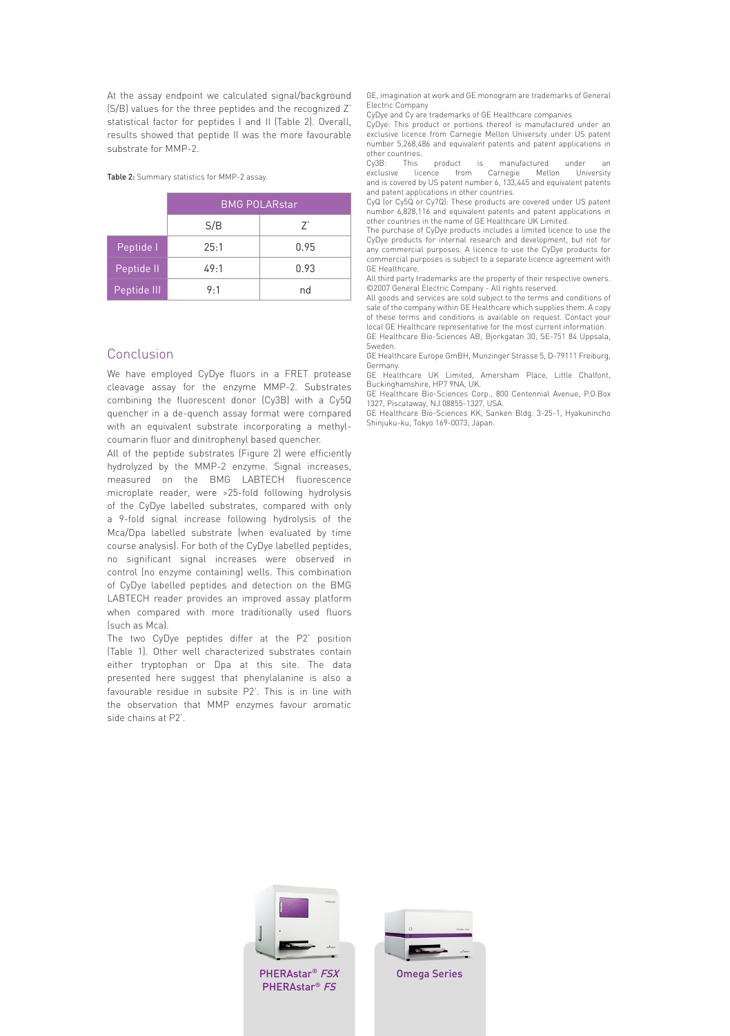At the assay endpoint we calculated signal/background (S/B) values for the three peptides and the recognized Z' statistical factor for peptides I and II (Table 2). Overall, results showed that peptide II was the more favourable substrate for MMP-2.

**Table 2:** Summary statistics for MMP-2 assay.

| | BMG POLARstar | |
|---|---|---|
| | S/B | Z' |
| Peptide I | 25:1 | 0.95 |
| Peptide II | 49:1 | 0.93 |
| Peptide III | 9:1 | nd |

## Conclusion

We have employed CyDye fluors in a FRET protease cleavage assay for the enzyme MMP-2. Substrates combining the fluorescent donor (Cy3B) with a Cy5Q quencher in a de-quench assay format were compared with an equivalent substrate incorporating a methyl-coumarin fluor and dinitrophenyl based quencher.

All of the peptide substrates (Figure 2) were efficiently hydrolyzed by the MMP-2 enzyme. Signal increases, measured on the BMG LABTECH fluorescence microplate reader, were >25-fold following hydrolysis of the CyDye labelled substrates, compared with only a 9-fold signal increase following hydrolysis of the Mca/Dpa labelled substrate (when evaluated by time course analysis). For both of the CyDye labelled peptides, no significant signal increases were observed in control (no enzyme containing) wells. This combination of CyDye labelled peptides and detection on the BMG LABTECH reader provides an improved assay platform when compared with more traditionally used fluors (such as Mca).

The two CyDye peptides differ at the P2' position (Table 1). Other well characterized substrates contain either tryptophan or Dpa at this site. The data presented here suggest that phenylalanine is also a favourable residue in subsite P2'. This is in line with the observation that MMP enzymes favour aromatic side chains at P2'.

GE, imagination at work and GE monogram are trademarks of General Electric Company

CyDye and Cy are trademarks of GE Healthcare companies

CyDye: This product or portions thereof is manufactured under an exclusive licence from Carnegie Mellon University under US patent number 5,268,486 and equivalent patents and patent applications in other countries.

Cy3B: This product is manufactured under an exclusive licence from Carnegie Mellon University and is covered by US patent number 6, 133,445 and equivalent patents and patent applications in other countries.

CyQ (or Cy5Q or Cy7Q): These products are covered under US patent number 6,828,116 and equivalent patents and patent applications in other countries in the name of GE Healthcare UK Limited.

The purchase of CyDye products includes a limited licence to use the CyDye products for internal research and development, but not for any commercial purposes. A licence to use the CyDye products for commercial purposes is subject to a separate licence agreement with GE Healthcare.

All third party trademarks are the property of their respective owners.

©2007 General Electric Company - All rights reserved.

All goods and services are sold subject to the terms and conditions of sale of the company within GE Healthcare which supplies them. A copy of these terms and conditions is available on request. Contact your local GE Healthcare representative for the most current information.

GE Healthcare Bio-Sciences AB, Bjorkgatan 30, SE-751 84 Uppsala, Sweden.

GE Healthcare Europe GmbH, Munzinger Strasse 5, D-79111 Freiburg, Germany.

GE Healthcare UK Limited, Amersham Place, Little Chalfont, Buckinghamshire, HP7 9NA, UK.

GE Healthcare Bio-Sciences Corp., 800 Centennial Avenue, P.O.Box 1327, Piscataway, NJ 08855-1327, USA.

GE Healthcare Bio-Sciences KK, Sanken Bldg. 3-25-1, Hyakunincho Shinjuku-ku, Tokyo 169-0073, Japan.

PHERAstar® *FSX*
PHERAstar® *FS*

Omega Series